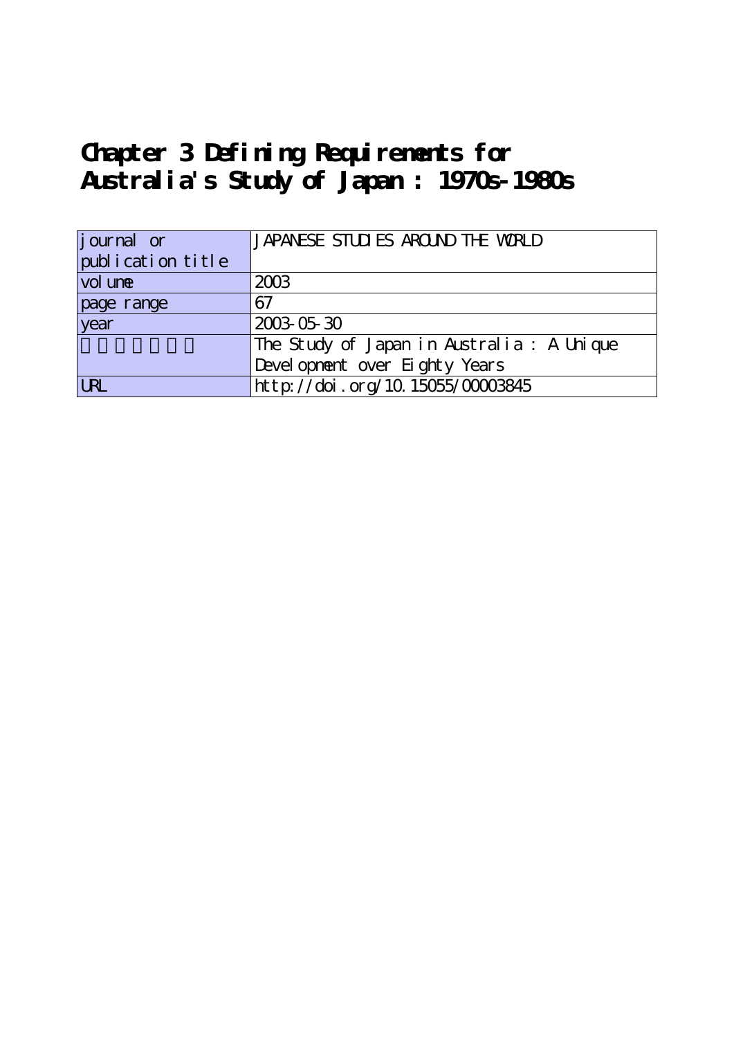# Chapter 3 Defining Requirements for Australia's Study of Japan : 1970s-1980s

| journal or publication title | JAPANESE STUDIES AROUND THE WORLD |
|---|---|
| volume | 2003 |
| page range | 67 |
| year | 2003-05-30 |
| | The Study of Japan in Australia : A Unique Development over Eighty Years |
| URL | http://doi.org/10.15055/00003845 |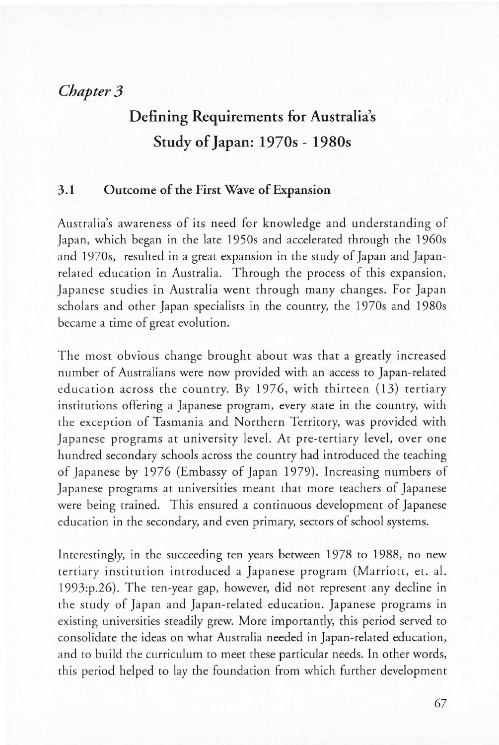*Chapter 3*

# Defining Requirements for Australia's Study of Japan: 1970s - 1980s

## 3.1 Outcome of the First Wave of Expansion

Australia's awareness of its need for knowledge and understanding of Japan, which began in the late 1950s and accelerated through the 1960s and 1970s, resulted in a great expansion in the study of Japan and Japan-related education in Australia. Through the process of this expansion, Japanese studies in Australia went through many changes. For Japan scholars and other Japan specialists in the country, the 1970s and 1980s became a time of great evolution.

The most obvious change brought about was that a greatly increased number of Australians were now provided with an access to Japan-related education across the country. By 1976, with thirteen (13) tertiary institutions offering a Japanese program, every state in the country, with the exception of Tasmania and Northern Territory, was provided with Japanese programs at university level. At pre-tertiary level, over one hundred secondary schools across the country had introduced the teaching of Japanese by 1976 (Embassy of Japan 1979). Increasing numbers of Japanese programs at universities meant that more teachers of Japanese were being trained. This ensured a continuous development of Japanese education in the secondary, and even primary, sectors of school systems.

Interestingly, in the succeeding ten years between 1978 to 1988, no new tertiary institution introduced a Japanese program (Marriott, et. al. 1993:p.26). The ten-year gap, however, did not represent any decline in the study of Japan and Japan-related education. Japanese programs in existing universities steadily grew. More importantly, this period served to consolidate the ideas on what Australia needed in Japan-related education, and to build the curriculum to meet these particular needs. In other words, this period helped to lay the foundation from which further development